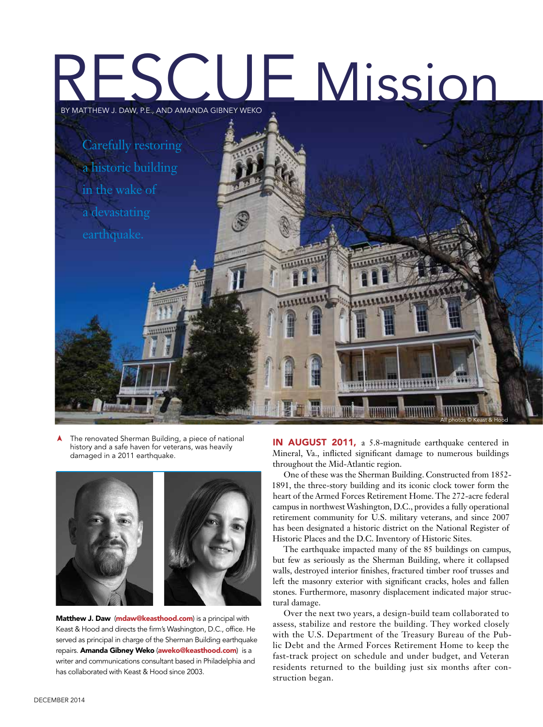# RESCUE Mission

BY MATTHEW J. DAW, P.E., AND AMANDA GIBNEY WEKO

Carefully restoring a historic building in the wake of a devastating earthquake.

All photos © Keast & Hood

▲ The renovated Sherman Building, a piece of national history and a safe haven for veterans, was heavily damaged in a 2011 earthquake.

**Matthew J. Daw** (mdaw@keasthood.com) is a principal with Keast & Hood and directs the firm's Washington, D.C., office. He served as principal in charge of the Sherman Building earthquake repairs. **Amanda Gibney Weko** (aweko@keasthood.com) is a writer and communications consultant based in Philadelphia and has collaborated with Keast & Hood since 2003.

**IN AUGUST 2011,** a 5.8-magnitude earthquake centered in Mineral, Va., inflicted significant damage to numerous buildings throughout the Mid-Atlantic region.

One of these was the Sherman Building. Constructed from 1852-1891, the three-story building and its iconic clock tower form the heart of the Armed Forces Retirement Home. The 272-acre federal campus in northwest Washington, D.C., provides a fully operational retirement community for U.S. military veterans, and since 2007 has been designated a historic district on the National Register of Historic Places and the D.C. Inventory of Historic Sites.

The earthquake impacted many of the 85 buildings on campus, but few as seriously as the Sherman Building, where it collapsed walls, destroyed interior finishes, fractured timber roof trusses and left the masonry exterior with significant cracks, holes and fallen stones. Furthermore, masonry displacement indicated major structural damage.

Over the next two years, a design-build team collaborated to assess, stabilize and restore the building. They worked closely with the U.S. Department of the Treasury Bureau of the Public Debt and the Armed Forces Retirement Home to keep the fast-track project on schedule and under budget, and Veteran residents returned to the building just six months after construction began.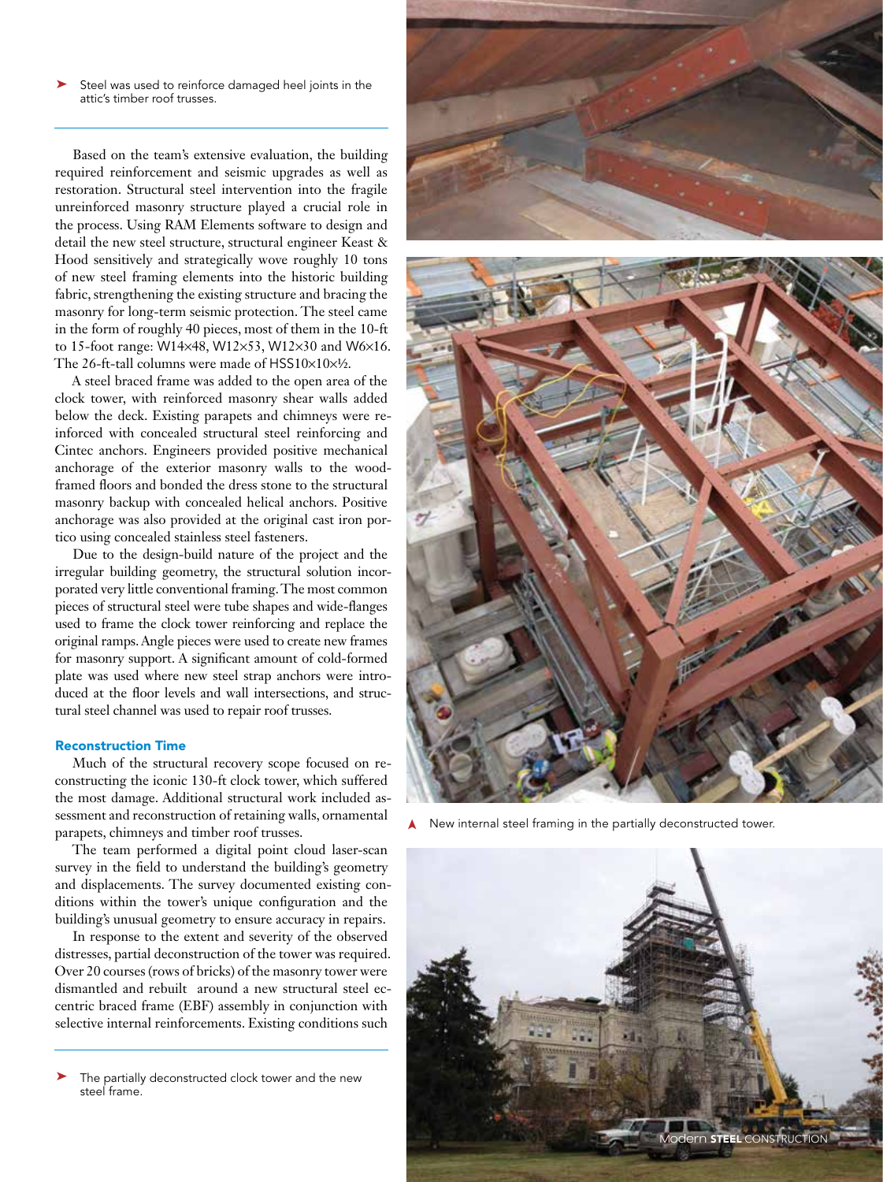➤ Steel was used to reinforce damaged heel joints in the attic's timber roof trusses.

Based on the team's extensive evaluation, the building required reinforcement and seismic upgrades as well as restoration. Structural steel intervention into the fragile unreinforced masonry structure played a crucial role in the process. Using RAM Elements software to design and detail the new steel structure, structural engineer Keast & Hood sensitively and strategically wove roughly 10 tons of new steel framing elements into the historic building fabric, strengthening the existing structure and bracing the masonry for long-term seismic protection. The steel came in the form of roughly 40 pieces, most of them in the 10-ft to 15-foot range: W14×48, W12×53, W12×30 and W6×16. The 26-ft-tall columns were made of HSS10×10×½.

A steel braced frame was added to the open area of the clock tower, with reinforced masonry shear walls added below the deck. Existing parapets and chimneys were reinforced with concealed structural steel reinforcing and Cintec anchors. Engineers provided positive mechanical anchorage of the exterior masonry walls to the wood-framed floors and bonded the dress stone to the structural masonry backup with concealed helical anchors. Positive anchorage was also provided at the original cast iron portico using concealed stainless steel fasteners.

Due to the design-build nature of the project and the irregular building geometry, the structural solution incorporated very little conventional framing. The most common pieces of structural steel were tube shapes and wide-flanges used to frame the clock tower reinforcing and replace the original ramps. Angle pieces were used to create new frames for masonry support. A significant amount of cold-formed plate was used where new steel strap anchors were introduced at the floor levels and wall intersections, and structural steel channel was used to repair roof trusses.

### Reconstruction Time

Much of the structural recovery scope focused on reconstructing the iconic 130-ft clock tower, which suffered the most damage. Additional structural work included assessment and reconstruction of retaining walls, ornamental parapets, chimneys and timber roof trusses.

The team performed a digital point cloud laser-scan survey in the field to understand the building's geometry and displacements. The survey documented existing conditions within the tower's unique configuration and the building's unusual geometry to ensure accuracy in repairs.

In response to the extent and severity of the observed distresses, partial deconstruction of the tower was required. Over 20 courses (rows of bricks) of the masonry tower were dismantled and rebuilt around a new structural steel eccentric braced frame (EBF) assembly in conjunction with selective internal reinforcements. Existing conditions such

➤ The partially deconstructed clock tower and the new steel frame.

▲ New internal steel framing in the partially deconstructed tower.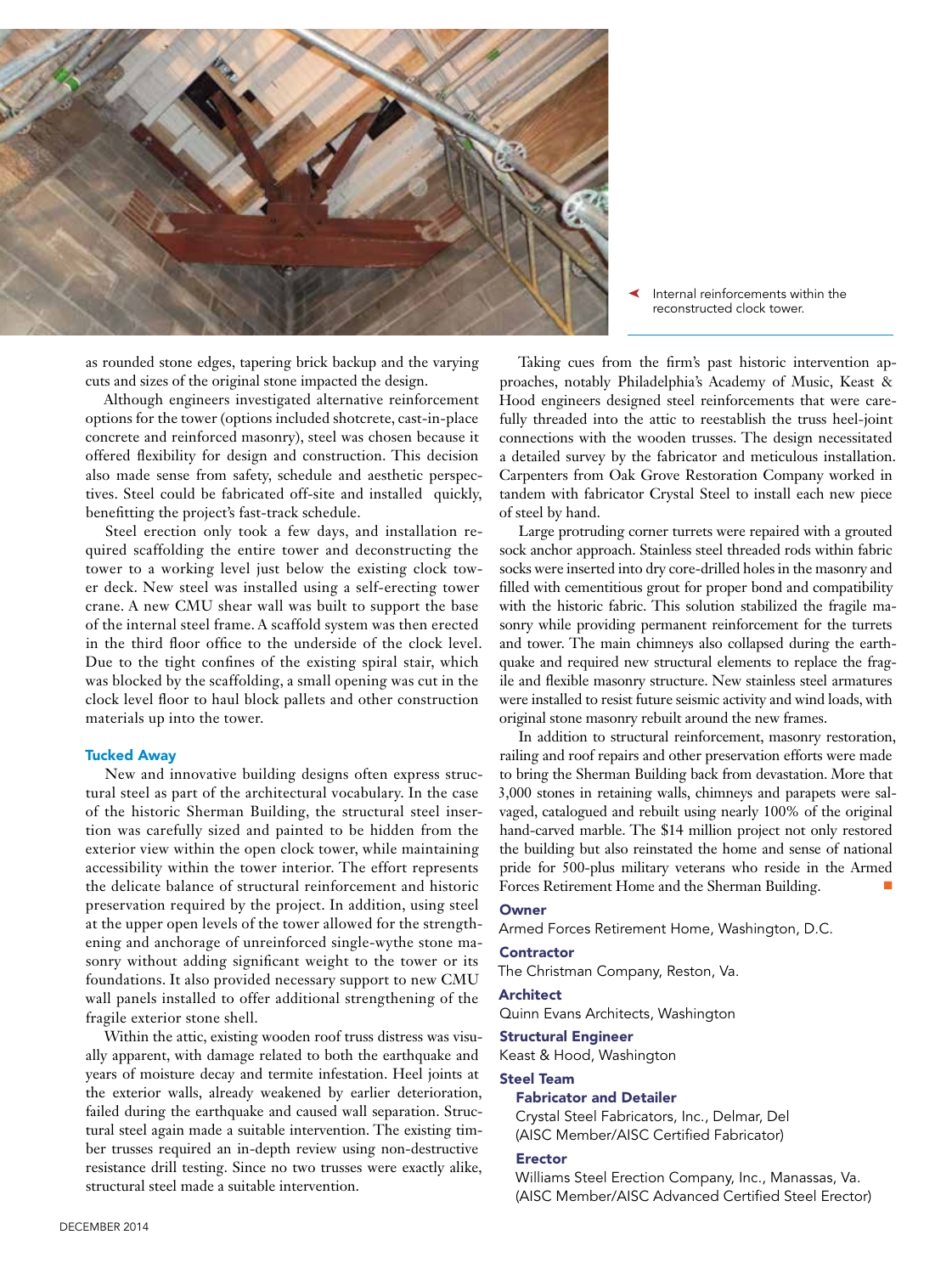Internal reinforcements within the reconstructed clock tower.

as rounded stone edges, tapering brick backup and the varying cuts and sizes of the original stone impacted the design.

Although engineers investigated alternative reinforcement options for the tower (options included shotcrete, cast-in-place concrete and reinforced masonry), steel was chosen because it offered flexibility for design and construction. This decision also made sense from safety, schedule and aesthetic perspectives. Steel could be fabricated off-site and installed quickly, benefitting the project's fast-track schedule.

Steel erection only took a few days, and installation required scaffolding the entire tower and deconstructing the tower to a working level just below the existing clock tower deck. New steel was installed using a self-erecting tower crane. A new CMU shear wall was built to support the base of the internal steel frame. A scaffold system was then erected in the third floor office to the underside of the clock level. Due to the tight confines of the existing spiral stair, which was blocked by the scaffolding, a small opening was cut in the clock level floor to haul block pallets and other construction materials up into the tower.

## Tucked Away

New and innovative building designs often express structural steel as part of the architectural vocabulary. In the case of the historic Sherman Building, the structural steel insertion was carefully sized and painted to be hidden from the exterior view within the open clock tower, while maintaining accessibility within the tower interior. The effort represents the delicate balance of structural reinforcement and historic preservation required by the project. In addition, using steel at the upper open levels of the tower allowed for the strengthening and anchorage of unreinforced single-wythe stone masonry without adding significant weight to the tower or its foundations. It also provided necessary support to new CMU wall panels installed to offer additional strengthening of the fragile exterior stone shell.

Within the attic, existing wooden roof truss distress was visually apparent, with damage related to both the earthquake and years of moisture decay and termite infestation. Heel joints at the exterior walls, already weakened by earlier deterioration, failed during the earthquake and caused wall separation. Structural steel again made a suitable intervention. The existing timber trusses required an in-depth review using non-destructive resistance drill testing. Since no two trusses were exactly alike, structural steel made a suitable intervention.

Taking cues from the firm's past historic intervention approaches, notably Philadelphia's Academy of Music, Keast & Hood engineers designed steel reinforcements that were carefully threaded into the attic to reestablish the truss heel-joint connections with the wooden trusses. The design necessitated a detailed survey by the fabricator and meticulous installation. Carpenters from Oak Grove Restoration Company worked in tandem with fabricator Crystal Steel to install each new piece of steel by hand.

Large protruding corner turrets were repaired with a grouted sock anchor approach. Stainless steel threaded rods within fabric socks were inserted into dry core-drilled holes in the masonry and filled with cementitious grout for proper bond and compatibility with the historic fabric. This solution stabilized the fragile masonry while providing permanent reinforcement for the turrets and tower. The main chimneys also collapsed during the earthquake and required new structural elements to replace the fragile and flexible masonry structure. New stainless steel armatures were installed to resist future seismic activity and wind loads, with original stone masonry rebuilt around the new frames.

In addition to structural reinforcement, masonry restoration, railing and roof repairs and other preservation efforts were made to bring the Sherman Building back from devastation. More that 3,000 stones in retaining walls, chimneys and parapets were salvaged, catalogued and rebuilt using nearly 100% of the original hand-carved marble. The $14 million project not only restored the building but also reinstated the home and sense of national pride for 500-plus military veterans who reside in the Armed Forces Retirement Home and the Sherman Building.

### Owner
Armed Forces Retirement Home, Washington, D.C.

### Contractor
The Christman Company, Reston, Va.

### Architect
Quinn Evans Architects, Washington

### Structural Engineer
Keast & Hood, Washington

### Steel Team

#### Fabricator and Detailer
Crystal Steel Fabricators, Inc., Delmar, Del
(AISC Member/AISC Certified Fabricator)

#### Erector
Williams Steel Erection Company, Inc., Manassas, Va.
(AISC Member/AISC Advanced Certified Steel Erector)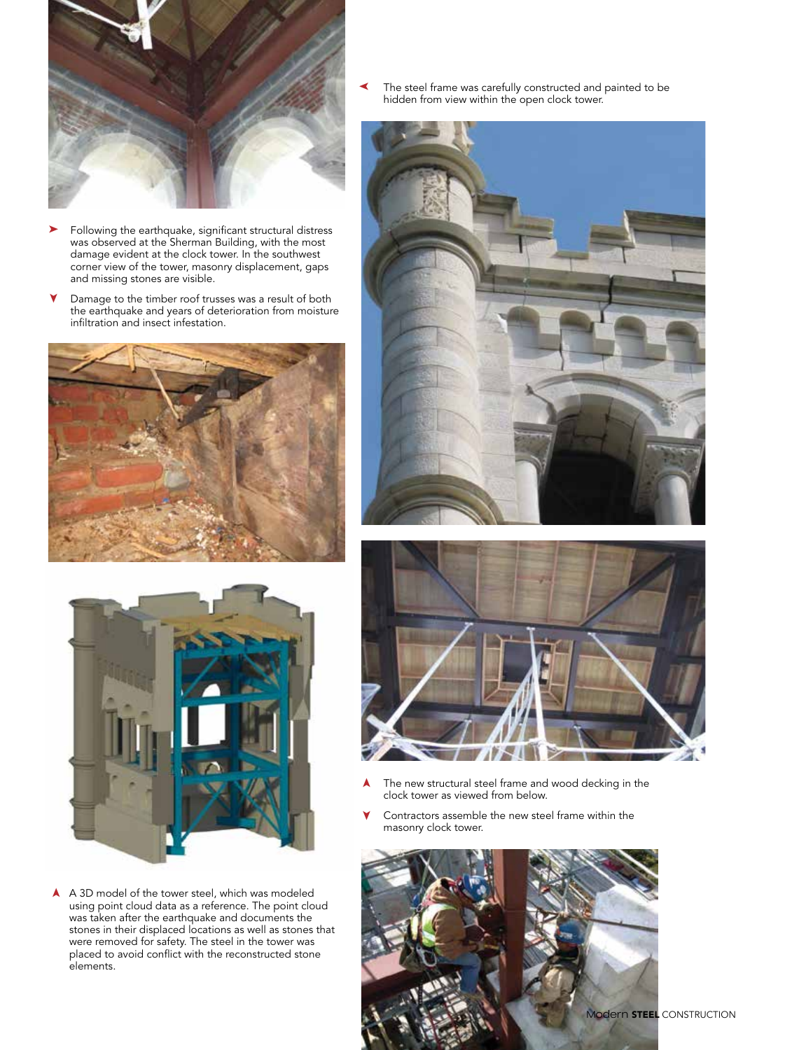➤ Following the earthquake, significant structural distress was observed at the Sherman Building, with the most damage evident at the clock tower. In the southwest corner view of the tower, masonry displacement, gaps and missing stones are visible.

▼ Damage to the timber roof trusses was a result of both the earthquake and years of deterioration from moisture infiltration and insect infestation.

▲ A 3D model of the tower steel, which was modeled using point cloud data as a reference. The point cloud was taken after the earthquake and documents the stones in their displaced locations as well as stones that were removed for safety. The steel in the tower was placed to avoid conflict with the reconstructed stone elements.

◄ The steel frame was carefully constructed and painted to be hidden from view within the open clock tower.

▲ The new structural steel frame and wood decking in the clock tower as viewed from below.

▼ Contractors assemble the new steel frame within the masonry clock tower.